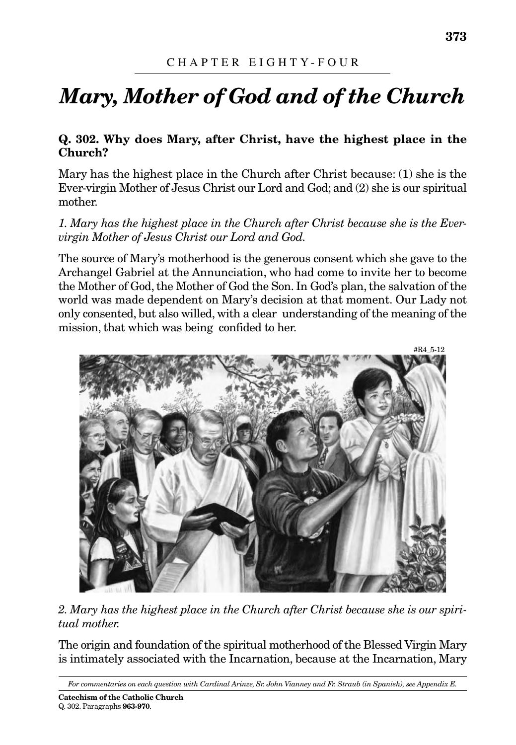CHAPTER EIGHTY-FOUR

# *Mary, Mother of God and of the Church*

**Q. 302. Why does Mary, after Christ, have the highest place in the Church?**

Mary has the highest place in the Church after Christ because: (1) she is the Ever-virgin Mother of Jesus Christ our Lord and God; and (2) she is our spiritual mother.

*1. Mary has the highest place in the Church after Christ because she is the Ever-virgin Mother of Jesus Christ our Lord and God.*

The source of Mary's motherhood is the generous consent which she gave to the Archangel Gabriel at the Annunciation, who had come to invite her to become the Mother of God, the Mother of God the Son. In God's plan, the salvation of the world was made dependent on Mary's decision at that moment. Our Lady not only consented, but also willed, with a clear understanding of the meaning of the mission, that which was being confided to her.

#R4_5-12

*2. Mary has the highest place in the Church after Christ because she is our spiritual mother.*

The origin and foundation of the spiritual motherhood of the Blessed Virgin Mary is intimately associated with the Incarnation, because at the Incarnation, Mary

*For commentaries on each question with Cardinal Arinze, Sr. John Vianney and Fr. Straub (in Spanish), see Appendix E.*

**Catechism of the Catholic Church**
Q. 302. Paragraphs **963-970**.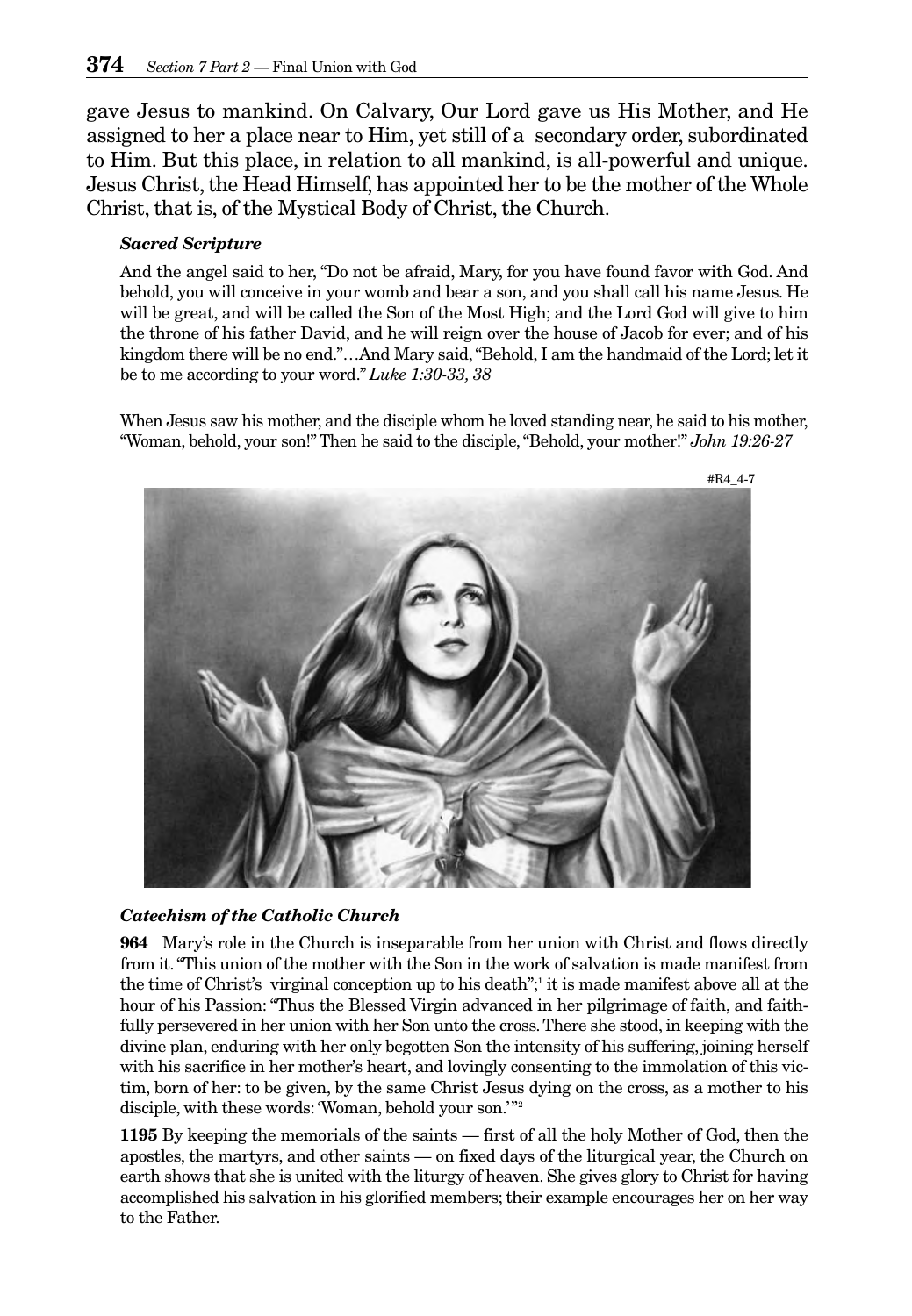gave Jesus to mankind. On Calvary, Our Lord gave us His Mother, and He assigned to her a place near to Him, yet still of a secondary order, subordinated to Him. But this place, in relation to all mankind, is all-powerful and unique. Jesus Christ, the Head Himself, has appointed her to be the mother of the Whole Christ, that is, of the Mystical Body of Christ, the Church.

***Sacred Scripture***

And the angel said to her, "Do not be afraid, Mary, for you have found favor with God. And behold, you will conceive in your womb and bear a son, and you shall call his name Jesus. He will be great, and will be called the Son of the Most High; and the Lord God will give to him the throne of his father David, and he will reign over the house of Jacob for ever; and of his kingdom there will be no end."…And Mary said, "Behold, I am the handmaid of the Lord; let it be to me according to your word." *Luke 1:30-33, 38*

When Jesus saw his mother, and the disciple whom he loved standing near, he said to his mother, "Woman, behold, your son!" Then he said to the disciple, "Behold, your mother!" *John 19:26-27*

#R4_4-7

***Catechism of the Catholic Church***

**964** Mary's role in the Church is inseparable from her union with Christ and flows directly from it. "This union of the mother with the Son in the work of salvation is made manifest from the time of Christ's virginal conception up to his death";[1] it is made manifest above all at the hour of his Passion: "Thus the Blessed Virgin advanced in her pilgrimage of faith, and faithfully persevered in her union with her Son unto the cross. There she stood, in keeping with the divine plan, enduring with her only begotten Son the intensity of his suffering, joining herself with his sacrifice in her mother's heart, and lovingly consenting to the immolation of this victim, born of her: to be given, by the same Christ Jesus dying on the cross, as a mother to his disciple, with these words: 'Woman, behold your son.'"[2]

**1195** By keeping the memorials of the saints — first of all the holy Mother of God, then the apostles, the martyrs, and other saints — on fixed days of the liturgical year, the Church on earth shows that she is united with the liturgy of heaven. She gives glory to Christ for having accomplished his salvation in his glorified members; their example encourages her on her way to the Father.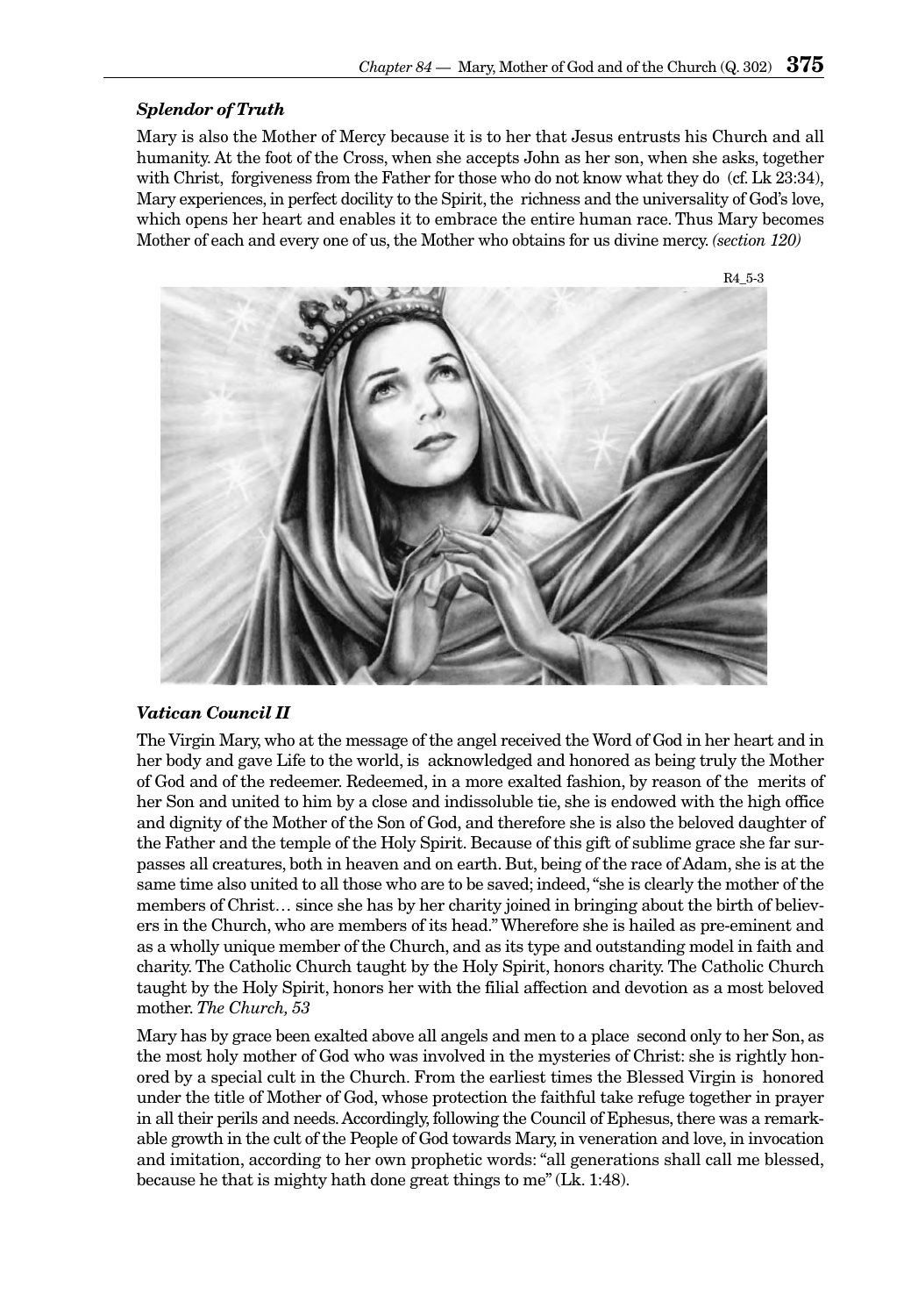### *Splendor of Truth*

Mary is also the Mother of Mercy because it is to her that Jesus entrusts his Church and all humanity. At the foot of the Cross, when she accepts John as her son, when she asks, together with Christ, forgiveness from the Father for those who do not know what they do (cf. Lk 23:34), Mary experiences, in perfect docility to the Spirit, the richness and the universality of God's love, which opens her heart and enables it to embrace the entire human race. Thus Mary becomes Mother of each and every one of us, the Mother who obtains for us divine mercy. *(section 120)*

R4_5-3

### *Vatican Council II*

The Virgin Mary, who at the message of the angel received the Word of God in her heart and in her body and gave Life to the world, is acknowledged and honored as being truly the Mother of God and of the redeemer. Redeemed, in a more exalted fashion, by reason of the merits of her Son and united to him by a close and indissoluble tie, she is endowed with the high office and dignity of the Mother of the Son of God, and therefore she is also the beloved daughter of the Father and the temple of the Holy Spirit. Because of this gift of sublime grace she far surpasses all creatures, both in heaven and on earth. But, being of the race of Adam, she is at the same time also united to all those who are to be saved; indeed, "she is clearly the mother of the members of Christ… since she has by her charity joined in bringing about the birth of believers in the Church, who are members of its head." Wherefore she is hailed as pre-eminent and as a wholly unique member of the Church, and as its type and outstanding model in faith and charity. The Catholic Church taught by the Holy Spirit, honors charity. The Catholic Church taught by the Holy Spirit, honors her with the filial affection and devotion as a most beloved mother. *The Church, 53*

Mary has by grace been exalted above all angels and men to a place second only to her Son, as the most holy mother of God who was involved in the mysteries of Christ: she is rightly honored by a special cult in the Church. From the earliest times the Blessed Virgin is honored under the title of Mother of God, whose protection the faithful take refuge together in prayer in all their perils and needs. Accordingly, following the Council of Ephesus, there was a remarkable growth in the cult of the People of God towards Mary, in veneration and love, in invocation and imitation, according to her own prophetic words: "all generations shall call me blessed, because he that is mighty hath done great things to me" (Lk. 1:48).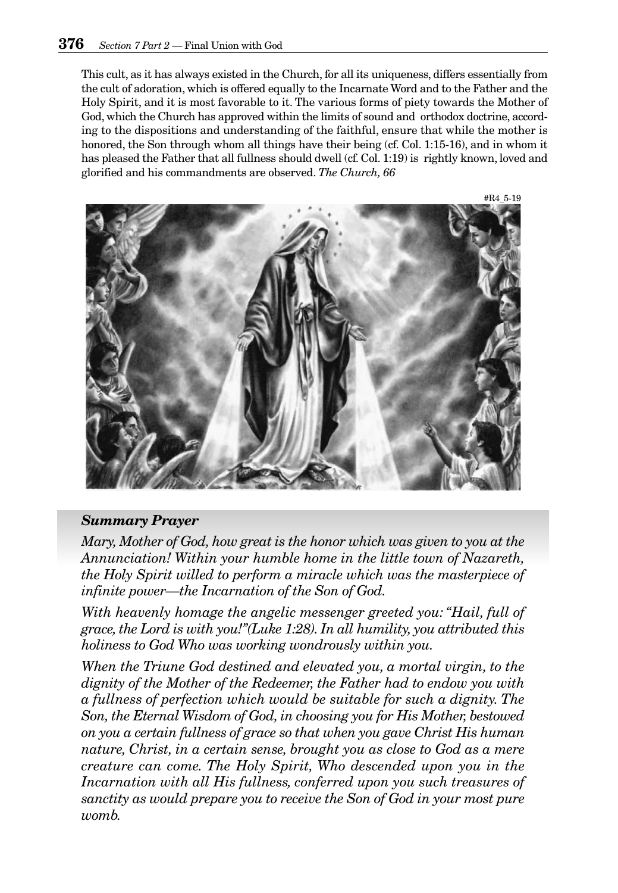This cult, as it has always existed in the Church, for all its uniqueness, differs essentially from the cult of adoration, which is offered equally to the Incarnate Word and to the Father and the Holy Spirit, and it is most favorable to it. The various forms of piety towards the Mother of God, which the Church has approved within the limits of sound and orthodox doctrine, according to the dispositions and understanding of the faithful, ensure that while the mother is honored, the Son through whom all things have their being (cf. Col. 1:15-16), and in whom it has pleased the Father that all fullness should dwell (cf. Col. 1:19) is rightly known, loved and glorified and his commandments are observed. *The Church, 66*

#R4_5-19

### *Summary Prayer*

*Mary, Mother of God, how great is the honor which was given to you at the Annunciation! Within your humble home in the little town of Nazareth, the Holy Spirit willed to perform a miracle which was the masterpiece of infinite power—the Incarnation of the Son of God.*

*With heavenly homage the angelic messenger greeted you: "Hail, full of grace, the Lord is with you!"(Luke 1:28). In all humility, you attributed this holiness to God Who was working wondrously within you.*

*When the Triune God destined and elevated you, a mortal virgin, to the dignity of the Mother of the Redeemer, the Father had to endow you with a fullness of perfection which would be suitable for such a dignity. The Son, the Eternal Wisdom of God, in choosing you for His Mother, bestowed on you a certain fullness of grace so that when you gave Christ His human nature, Christ, in a certain sense, brought you as close to God as a mere creature can come. The Holy Spirit, Who descended upon you in the Incarnation with all His fullness, conferred upon you such treasures of sanctity as would prepare you to receive the Son of God in your most pure womb.*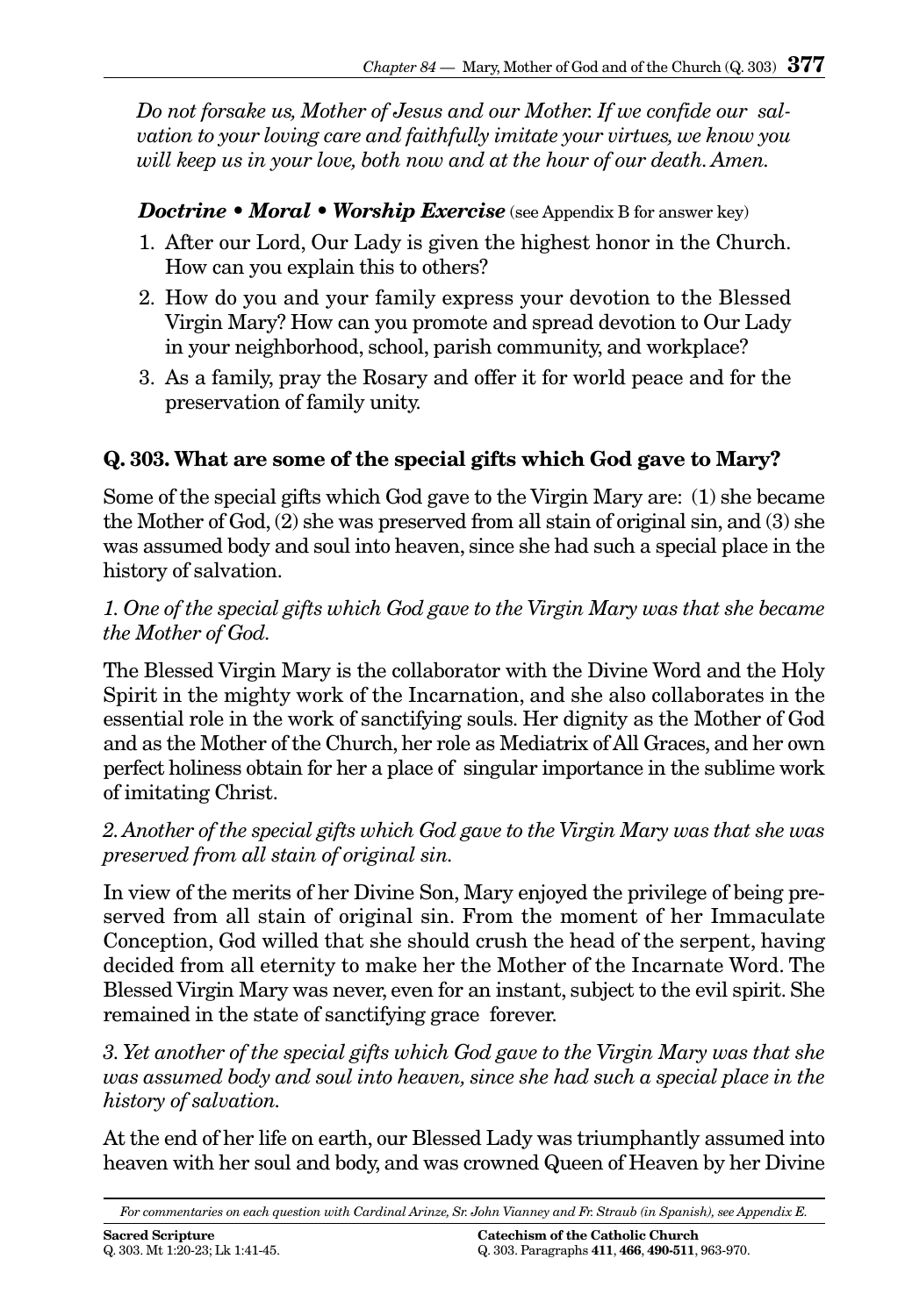*Do not forsake us, Mother of Jesus and our Mother. If we confide our salvation to your loving care and faithfully imitate your virtues, we know you will keep us in your love, both now and at the hour of our death. Amen.*

***Doctrine • Moral • Worship Exercise*** (see Appendix B for answer key)

1. After our Lord, Our Lady is given the highest honor in the Church. How can you explain this to others?
2. How do you and your family express your devotion to the Blessed Virgin Mary? How can you promote and spread devotion to Our Lady in your neighborhood, school, parish community, and workplace?
3. As a family, pray the Rosary and offer it for world peace and for the preservation of family unity.

### Q. 303. What are some of the special gifts which God gave to Mary?

Some of the special gifts which God gave to the Virgin Mary are: (1) she became the Mother of God, (2) she was preserved from all stain of original sin, and (3) she was assumed body and soul into heaven, since she had such a special place in the history of salvation.

*1. One of the special gifts which God gave to the Virgin Mary was that she became the Mother of God.*

The Blessed Virgin Mary is the collaborator with the Divine Word and the Holy Spirit in the mighty work of the Incarnation, and she also collaborates in the essential role in the work of sanctifying souls. Her dignity as the Mother of God and as the Mother of the Church, her role as Mediatrix of All Graces, and her own perfect holiness obtain for her a place of singular importance in the sublime work of imitating Christ.

*2. Another of the special gifts which God gave to the Virgin Mary was that she was preserved from all stain of original sin.*

In view of the merits of her Divine Son, Mary enjoyed the privilege of being preserved from all stain of original sin. From the moment of her Immaculate Conception, God willed that she should crush the head of the serpent, having decided from all eternity to make her the Mother of the Incarnate Word. The Blessed Virgin Mary was never, even for an instant, subject to the evil spirit. She remained in the state of sanctifying grace forever.

*3. Yet another of the special gifts which God gave to the Virgin Mary was that she was assumed body and soul into heaven, since she had such a special place in the history of salvation.*

At the end of her life on earth, our Blessed Lady was triumphantly assumed into heaven with her soul and body, and was crowned Queen of Heaven by her Divine

*For commentaries on each question with Cardinal Arinze, Sr. John Vianney and Fr. Straub (in Spanish), see Appendix E.*

**Sacred Scripture**
Q. 303. Mt 1:20-23; Lk 1:41-45.

**Catechism of the Catholic Church**
Q. 303. Paragraphs **411**, **466**, **490-511**, 963-970.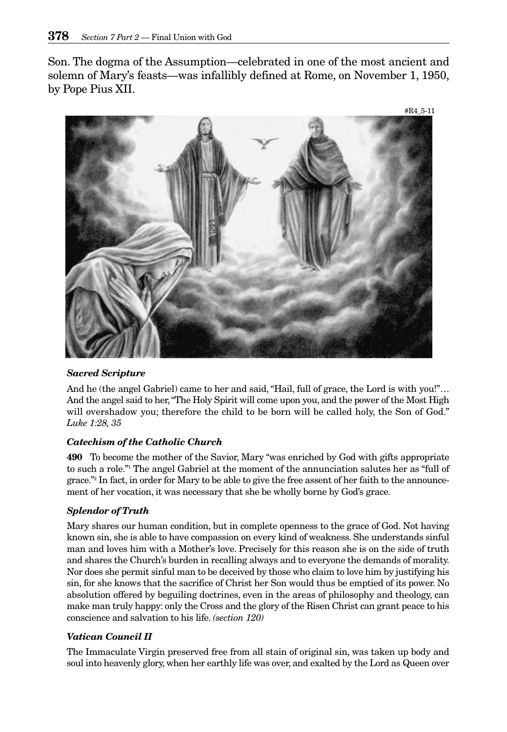Son. The dogma of the Assumption—celebrated in one of the most ancient and solemn of Mary's feasts—was infallibly defined at Rome, on November 1, 1950, by Pope Pius XII.

#R4_5-11

### *Sacred Scripture*

And he (the angel Gabriel) came to her and said, "Hail, full of grace, the Lord is with you!"… And the angel said to her, "The Holy Spirit will come upon you, and the power of the Most High will overshadow you; therefore the child to be born will be called holy, the Son of God." *Luke 1:28, 35*

### *Catechism of the Catholic Church*

**490** To become the mother of the Savior, Mary "was enriched by God with gifts appropriate to such a role."[1] The angel Gabriel at the moment of the annunciation salutes her as "full of grace."[2] In fact, in order for Mary to be able to give the free assent of her faith to the announcement of her vocation, it was necessary that she be wholly borne by God's grace.

### *Splendor of Truth*

Mary shares our human condition, but in complete openness to the grace of God. Not having known sin, she is able to have compassion on every kind of weakness. She understands sinful man and loves him with a Mother's love. Precisely for this reason she is on the side of truth and shares the Church's burden in recalling always and to everyone the demands of morality. Nor does she permit sinful man to be deceived by those who claim to love him by justifying his sin, for she knows that the sacrifice of Christ her Son would thus be emptied of its power. No absolution offered by beguiling doctrines, even in the areas of philosophy and theology, can make man truly happy: only the Cross and the glory of the Risen Christ can grant peace to his conscience and salvation to his life. *(section 120)*

### *Vatican Council II*

The Immaculate Virgin preserved free from all stain of original sin, was taken up body and soul into heavenly glory, when her earthly life was over, and exalted by the Lord as Queen over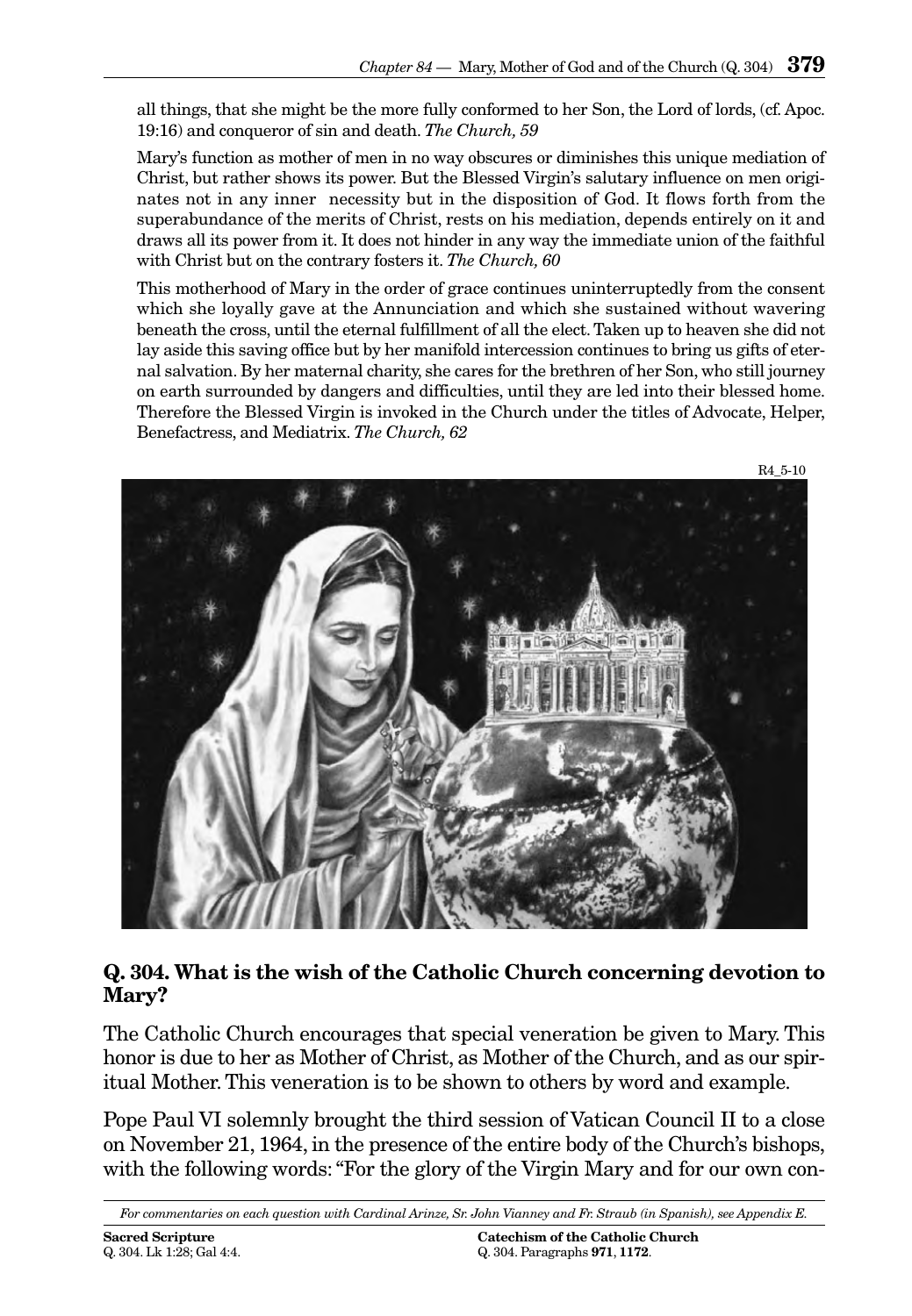all things, that she might be the more fully conformed to her Son, the Lord of lords, (cf. Apoc. 19:16) and conqueror of sin and death. *The Church, 59*

Mary's function as mother of men in no way obscures or diminishes this unique mediation of Christ, but rather shows its power. But the Blessed Virgin's salutary influence on men originates not in any inner necessity but in the disposition of God. It flows forth from the superabundance of the merits of Christ, rests on his mediation, depends entirely on it and draws all its power from it. It does not hinder in any way the immediate union of the faithful with Christ but on the contrary fosters it. *The Church, 60*

This motherhood of Mary in the order of grace continues uninterruptedly from the consent which she loyally gave at the Annunciation and which she sustained without wavering beneath the cross, until the eternal fulfillment of all the elect. Taken up to heaven she did not lay aside this saving office but by her manifold intercession continues to bring us gifts of eternal salvation. By her maternal charity, she cares for the brethren of her Son, who still journey on earth surrounded by dangers and difficulties, until they are led into their blessed home. Therefore the Blessed Virgin is invoked in the Church under the titles of Advocate, Helper, Benefactress, and Mediatrix. *The Church, 62*

R4_5-10

## Q. 304. What is the wish of the Catholic Church concerning devotion to Mary?

The Catholic Church encourages that special veneration be given to Mary. This honor is due to her as Mother of Christ, as Mother of the Church, and as our spiritual Mother. This veneration is to be shown to others by word and example.

Pope Paul VI solemnly brought the third session of Vatican Council II to a close on November 21, 1964, in the presence of the entire body of the Church's bishops, with the following words: "For the glory of the Virgin Mary and for our own con-

*For commentaries on each question with Cardinal Arinze, Sr. John Vianney and Fr. Straub (in Spanish), see Appendix E.*

**Sacred Scripture**
Q. 304. Lk 1:28; Gal 4:4.

**Catechism of the Catholic Church**
Q. 304. Paragraphs **971**, **1172**.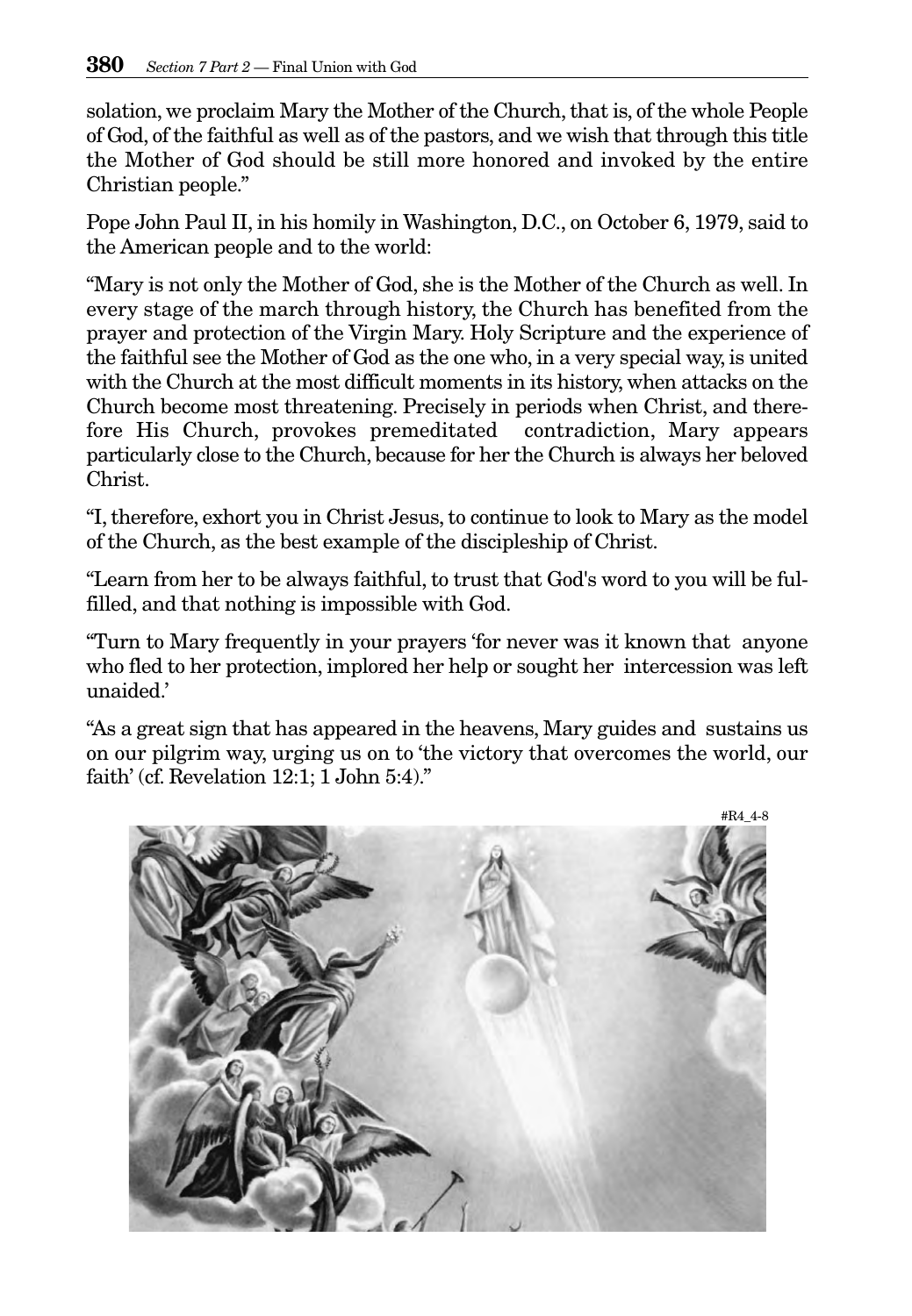solation, we proclaim Mary the Mother of the Church, that is, of the whole People of God, of the faithful as well as of the pastors, and we wish that through this title the Mother of God should be still more honored and invoked by the entire Christian people."

Pope John Paul II, in his homily in Washington, D.C., on October 6, 1979, said to the American people and to the world:

"Mary is not only the Mother of God, she is the Mother of the Church as well. In every stage of the march through history, the Church has benefited from the prayer and protection of the Virgin Mary. Holy Scripture and the experience of the faithful see the Mother of God as the one who, in a very special way, is united with the Church at the most difficult moments in its history, when attacks on the Church become most threatening. Precisely in periods when Christ, and therefore His Church, provokes premeditated contradiction, Mary appears particularly close to the Church, because for her the Church is always her beloved Christ.

"I, therefore, exhort you in Christ Jesus, to continue to look to Mary as the model of the Church, as the best example of the discipleship of Christ.

"Learn from her to be always faithful, to trust that God's word to you will be fulfilled, and that nothing is impossible with God.

"Turn to Mary frequently in your prayers 'for never was it known that anyone who fled to her protection, implored her help or sought her intercession was left unaided.'

"As a great sign that has appeared in the heavens, Mary guides and sustains us on our pilgrim way, urging us on to 'the victory that overcomes the world, our faith' (cf. Revelation 12:1; 1 John 5:4)."

#R4_4-8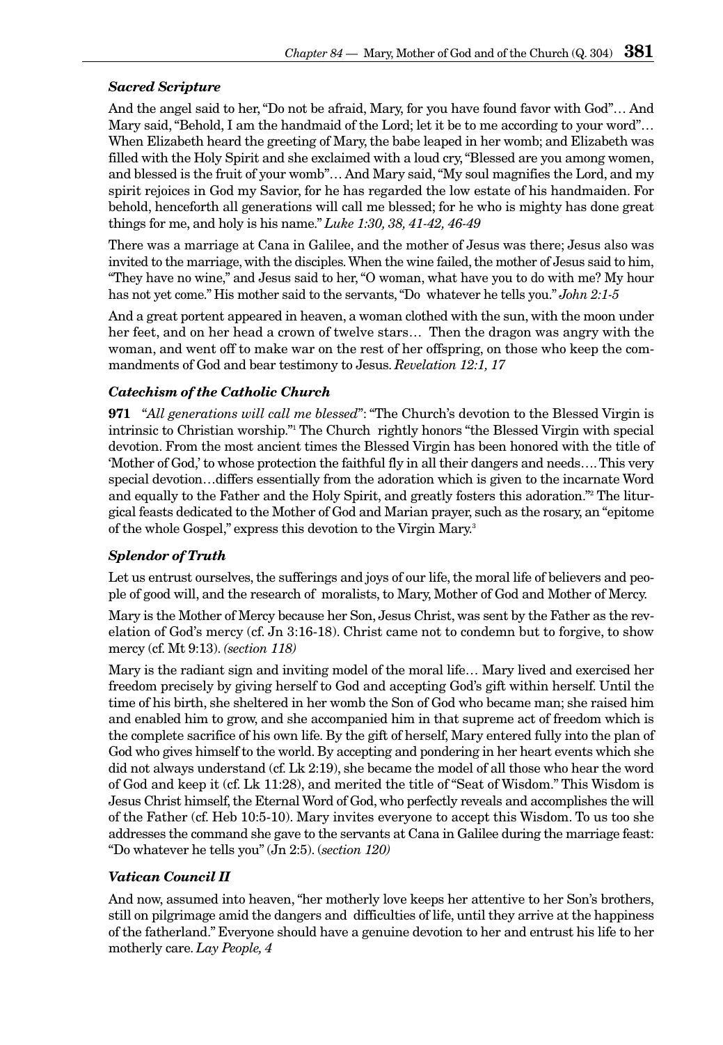### *Sacred Scripture*

And the angel said to her, "Do not be afraid, Mary, for you have found favor with God"… And Mary said, "Behold, I am the handmaid of the Lord; let it be to me according to your word"… When Elizabeth heard the greeting of Mary, the babe leaped in her womb; and Elizabeth was filled with the Holy Spirit and she exclaimed with a loud cry, "Blessed are you among women, and blessed is the fruit of your womb"… And Mary said, "My soul magnifies the Lord, and my spirit rejoices in God my Savior, for he has regarded the low estate of his handmaiden. For behold, henceforth all generations will call me blessed; for he who is mighty has done great things for me, and holy is his name." *Luke 1:30, 38, 41-42, 46-49*

There was a marriage at Cana in Galilee, and the mother of Jesus was there; Jesus also was invited to the marriage, with the disciples. When the wine failed, the mother of Jesus said to him, "They have no wine," and Jesus said to her, "O woman, what have you to do with me? My hour has not yet come." His mother said to the servants, "Do whatever he tells you." *John 2:1-5*

And a great portent appeared in heaven, a woman clothed with the sun, with the moon under her feet, and on her head a crown of twelve stars… Then the dragon was angry with the woman, and went off to make war on the rest of her offspring, on those who keep the commandments of God and bear testimony to Jesus. *Revelation 12:1, 17*

### *Catechism of the Catholic Church*

**971** "*All generations will call me blessed*": "The Church's devotion to the Blessed Virgin is intrinsic to Christian worship."[1] The Church rightly honors "the Blessed Virgin with special devotion. From the most ancient times the Blessed Virgin has been honored with the title of 'Mother of God,' to whose protection the faithful fly in all their dangers and needs…. This very special devotion…differs essentially from the adoration which is given to the incarnate Word and equally to the Father and the Holy Spirit, and greatly fosters this adoration."[2] The liturgical feasts dedicated to the Mother of God and Marian prayer, such as the rosary, an "epitome of the whole Gospel," express this devotion to the Virgin Mary.[3]

### *Splendor of Truth*

Let us entrust ourselves, the sufferings and joys of our life, the moral life of believers and people of good will, and the research of moralists, to Mary, Mother of God and Mother of Mercy.

Mary is the Mother of Mercy because her Son, Jesus Christ, was sent by the Father as the revelation of God's mercy (cf. Jn 3:16-18). Christ came not to condemn but to forgive, to show mercy (cf. Mt 9:13). *(section 118)*

Mary is the radiant sign and inviting model of the moral life… Mary lived and exercised her freedom precisely by giving herself to God and accepting God's gift within herself. Until the time of his birth, she sheltered in her womb the Son of God who became man; she raised him and enabled him to grow, and she accompanied him in that supreme act of freedom which is the complete sacrifice of his own life. By the gift of herself, Mary entered fully into the plan of God who gives himself to the world. By accepting and pondering in her heart events which she did not always understand (cf. Lk 2:19), she became the model of all those who hear the word of God and keep it (cf. Lk 11:28), and merited the title of "Seat of Wisdom." This Wisdom is Jesus Christ himself, the Eternal Word of God, who perfectly reveals and accomplishes the will of the Father (cf. Heb 10:5-10). Mary invites everyone to accept this Wisdom. To us too she addresses the command she gave to the servants at Cana in Galilee during the marriage feast: "Do whatever he tells you" (Jn 2:5). (*section 120)*

### *Vatican Council II*

And now, assumed into heaven, "her motherly love keeps her attentive to her Son's brothers, still on pilgrimage amid the dangers and difficulties of life, until they arrive at the happiness of the fatherland." Everyone should have a genuine devotion to her and entrust his life to her motherly care. *Lay People, 4*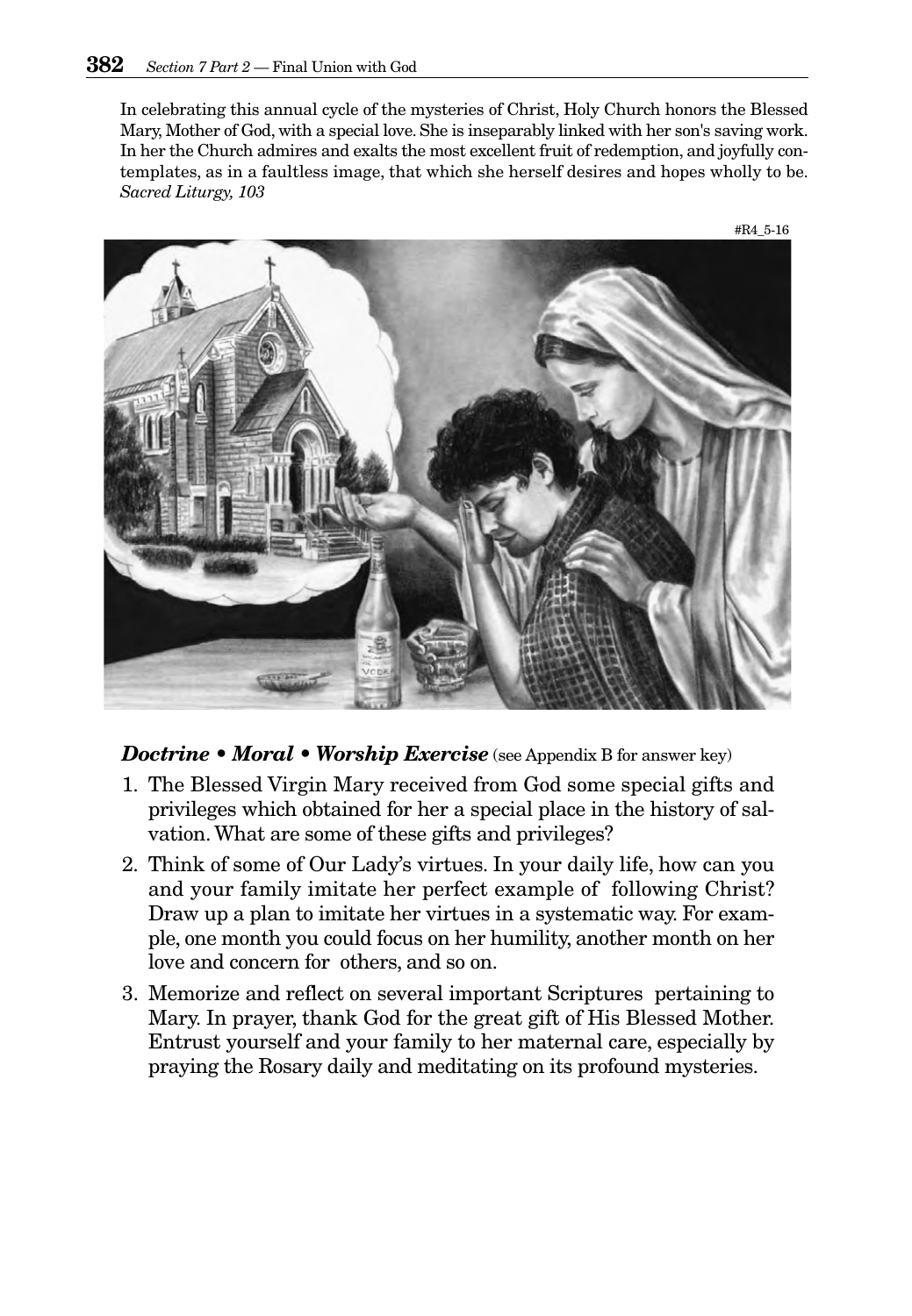In celebrating this annual cycle of the mysteries of Christ, Holy Church honors the Blessed Mary, Mother of God, with a special love. She is inseparably linked with her son's saving work. In her the Church admires and exalts the most excellent fruit of redemption, and joyfully contemplates, as in a faultless image, that which she herself desires and hopes wholly to be. *Sacred Liturgy, 103*

#R4_5-16

***Doctrine • Moral • Worship Exercise*** (see Appendix B for answer key)

1. The Blessed Virgin Mary received from God some special gifts and privileges which obtained for her a special place in the history of salvation. What are some of these gifts and privileges?
2. Think of some of Our Lady's virtues. In your daily life, how can you and your family imitate her perfect example of following Christ? Draw up a plan to imitate her virtues in a systematic way. For example, one month you could focus on her humility, another month on her love and concern for others, and so on.
3. Memorize and reflect on several important Scriptures pertaining to Mary. In prayer, thank God for the great gift of His Blessed Mother. Entrust yourself and your family to her maternal care, especially by praying the Rosary daily and meditating on its profound mysteries.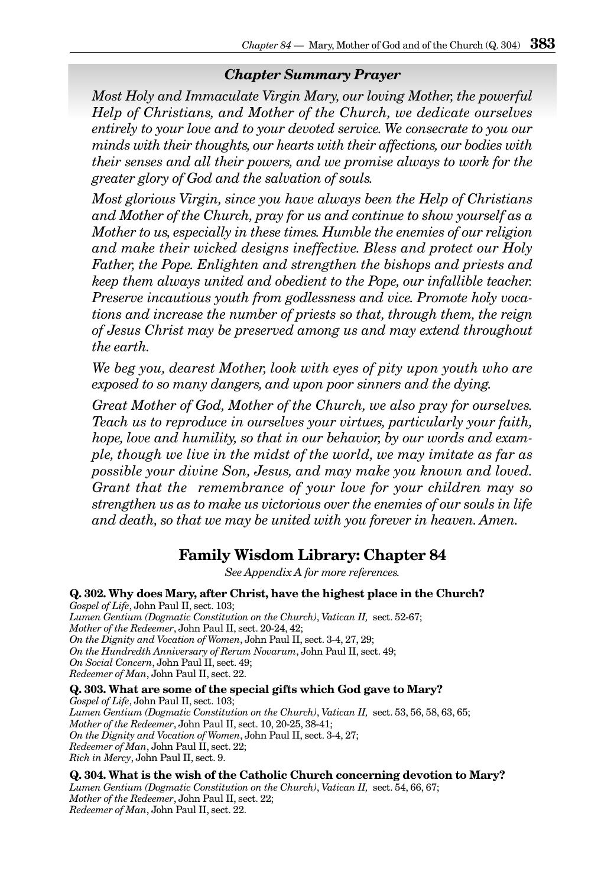### *Chapter Summary Prayer*

*Most Holy and Immaculate Virgin Mary, our loving Mother, the powerful Help of Christians, and Mother of the Church, we dedicate ourselves entirely to your love and to your devoted service. We consecrate to you our minds with their thoughts, our hearts with their affections, our bodies with their senses and all their powers, and we promise always to work for the greater glory of God and the salvation of souls.*

*Most glorious Virgin, since you have always been the Help of Christians and Mother of the Church, pray for us and continue to show yourself as a Mother to us, especially in these times. Humble the enemies of our religion and make their wicked designs ineffective. Bless and protect our Holy Father, the Pope. Enlighten and strengthen the bishops and priests and keep them always united and obedient to the Pope, our infallible teacher. Preserve incautious youth from godlessness and vice. Promote holy vocations and increase the number of priests so that, through them, the reign of Jesus Christ may be preserved among us and may extend throughout the earth.*

*We beg you, dearest Mother, look with eyes of pity upon youth who are exposed to so many dangers, and upon poor sinners and the dying.*

*Great Mother of God, Mother of the Church, we also pray for ourselves. Teach us to reproduce in ourselves your virtues, particularly your faith, hope, love and humility, so that in our behavior, by our words and example, though we live in the midst of the world, we may imitate as far as possible your divine Son, Jesus, and may make you known and loved. Grant that the remembrance of your love for your children may so strengthen us as to make us victorious over the enemies of our souls in life and death, so that we may be united with you forever in heaven. Amen.*

## Family Wisdom Library: Chapter 84

*See Appendix A for more references.*

**Q. 302. Why does Mary, after Christ, have the highest place in the Church?**

*Gospel of Life*, John Paul II, sect. 103;
*Lumen Gentium (Dogmatic Constitution on the Church)*, *Vatican II,* sect. 52-67;
*Mother of the Redeemer*, John Paul II, sect. 20-24, 42;
*On the Dignity and Vocation of Women*, John Paul II, sect. 3-4, 27, 29;
*On the Hundredth Anniversary of Rerum Novarum*, John Paul II, sect. 49;
*On Social Concern*, John Paul II, sect. 49;
*Redeemer of Man*, John Paul II, sect. 22.

**Q. 303. What are some of the special gifts which God gave to Mary?**

*Gospel of Life*, John Paul II, sect. 103;
*Lumen Gentium (Dogmatic Constitution on the Church)*, *Vatican II,* sect. 53, 56, 58, 63, 65;
*Mother of the Redeemer*, John Paul II, sect. 10, 20-25, 38-41;
*On the Dignity and Vocation of Women*, John Paul II, sect. 3-4, 27;
*Redeemer of Man*, John Paul II, sect. 22;
*Rich in Mercy*, John Paul II, sect. 9.

**Q. 304. What is the wish of the Catholic Church concerning devotion to Mary?**

*Lumen Gentium (Dogmatic Constitution on the Church)*, *Vatican II,* sect. 54, 66, 67;
*Mother of the Redeemer*, John Paul II, sect. 22;
*Redeemer of Man*, John Paul II, sect. 22.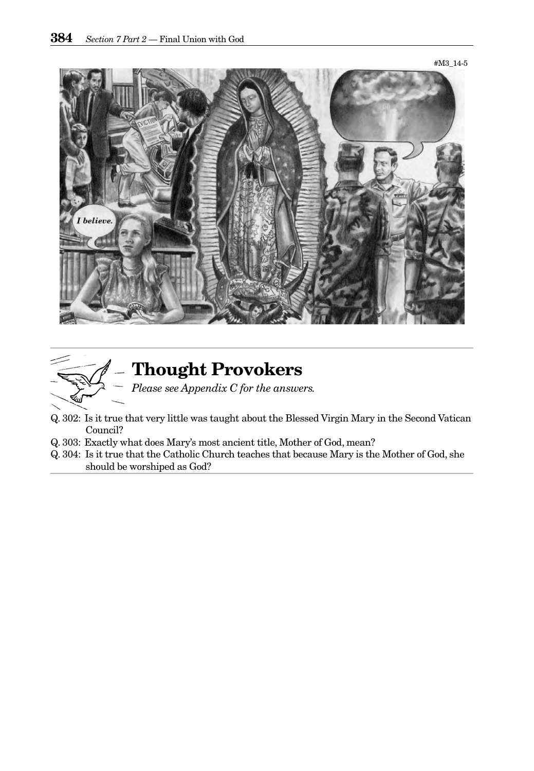#M3_14-5

## Thought Provokers

*Please see Appendix C for the answers.*

Q. 302: Is it true that very little was taught about the Blessed Virgin Mary in the Second Vatican Council?

Q. 303: Exactly what does Mary's most ancient title, Mother of God, mean?

Q. 304: Is it true that the Catholic Church teaches that because Mary is the Mother of God, she should be worshiped as God?